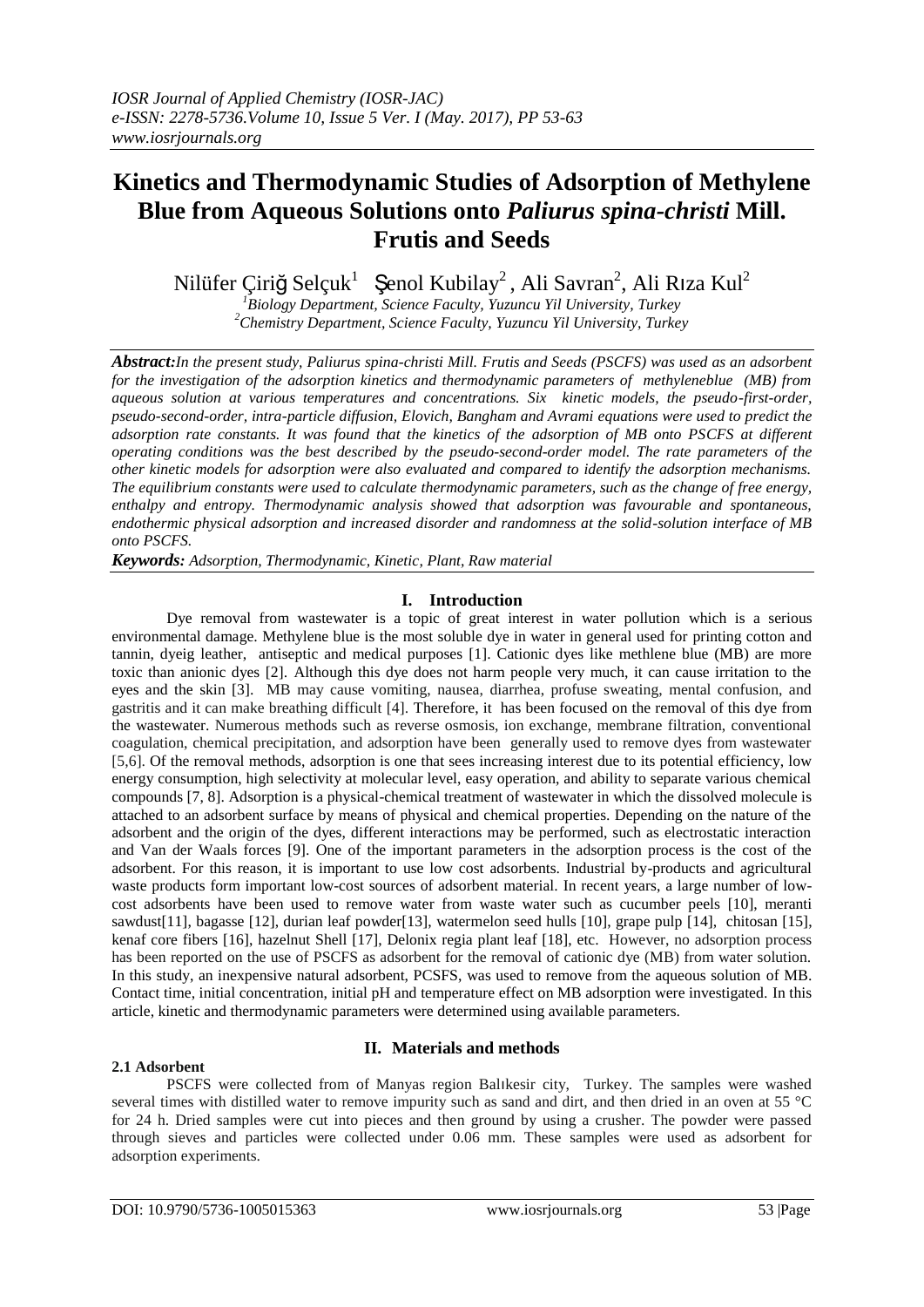# Kinetics and Thermodynamic Studies of Adsorption of Methylene Blue from Aqueous Solutions onto *Paliurus spina-christi* Mill. Frutis and Seeds

Nilüfer Çiriğ Selçuk[1] Şenol Kubilay[2], Ali Savran[2], Ali Rıza Kul[2]

[1]Biology Department, Science Faculty, Yuzuncu Yil University, Turkey
[2]Chemistry Department, Science Faculty, Yuzuncu Yil University, Turkey

***Abstract:*** *In the present study, Paliurus spina-christi Mill. Frutis and Seeds (PSCFS) was used as an adsorbent for the investigation of the adsorption kinetics and thermodynamic parameters of methyleneblue (MB) from aqueous solution at various temperatures and concentrations. Six kinetic models, the pseudo-first-order, pseudo-second-order, intra-particle diffusion, Elovich, Bangham and Avrami equations were used to predict the adsorption rate constants. It was found that the kinetics of the adsorption of MB onto PSCFS at different operating conditions was the best described by the pseudo-second-order model. The rate parameters of the other kinetic models for adsorption were also evaluated and compared to identify the adsorption mechanisms. The equilibrium constants were used to calculate thermodynamic parameters, such as the change of free energy, enthalpy and entropy. Thermodynamic analysis showed that adsorption was favourable and spontaneous, endothermic physical adsorption and increased disorder and randomness at the solid-solution interface of MB onto PSCFS.*

***Keywords:*** *Adsorption, Thermodynamic, Kinetic, Plant, Raw material*

## I. Introduction

Dye removal from wastewater is a topic of great interest in water pollution which is a serious environmental damage. Methylene blue is the most soluble dye in water in general used for printing cotton and tannin, dyeig leather, antiseptic and medical purposes [1]. Cationic dyes like methlene blue (MB) are more toxic than anionic dyes [2]. Although this dye does not harm people very much, it can cause irritation to the eyes and the skin [3]. MB may cause vomiting, nausea, diarrhea, profuse sweating, mental confusion, and gastritis and it can make breathing difficult [4]. Therefore, it has been focused on the removal of this dye from the wastewater. Numerous methods such as reverse osmosis, ion exchange, membrane filtration, conventional coagulation, chemical precipitation, and adsorption have been generally used to remove dyes from wastewater [5,6]. Of the removal methods, adsorption is one that sees increasing interest due to its potential efficiency, low energy consumption, high selectivity at molecular level, easy operation, and ability to separate various chemical compounds [7, 8]. Adsorption is a physical-chemical treatment of wastewater in which the dissolved molecule is attached to an adsorbent surface by means of physical and chemical properties. Depending on the nature of the adsorbent and the origin of the dyes, different interactions may be performed, such as electrostatic interaction and Van der Waals forces [9]. One of the important parameters in the adsorption process is the cost of the adsorbent. For this reason, it is important to use low cost adsorbents. Industrial by-products and agricultural waste products form important low-cost sources of adsorbent material. In recent years, a large number of low-cost adsorbents have been used to remove water from waste water such as cucumber peels [10], meranti sawdust[11], bagasse [12], durian leaf powder[13], watermelon seed hulls [10], grape pulp [14], chitosan [15], kenaf core fibers [16], hazelnut Shell [17], Delonix regia plant leaf [18], etc. However, no adsorption process has been reported on the use of PSCFS as adsorbent for the removal of cationic dye (MB) from water solution. In this study, an inexpensive natural adsorbent, PCSFS, was used to remove from the aqueous solution of MB. Contact time, initial concentration, initial pH and temperature effect on MB adsorption were investigated. In this article, kinetic and thermodynamic parameters were determined using available parameters.

## II. Materials and methods

### 2.1 Adsorbent

PSCFS were collected from of Manyas region Balıkesir city, Turkey. The samples were washed several times with distilled water to remove impurity such as sand and dirt, and then dried in an oven at 55 °C for 24 h. Dried samples were cut into pieces and then ground by using a crusher. The powder were passed through sieves and particles were collected under 0.06 mm. These samples were used as adsorbent for adsorption experiments.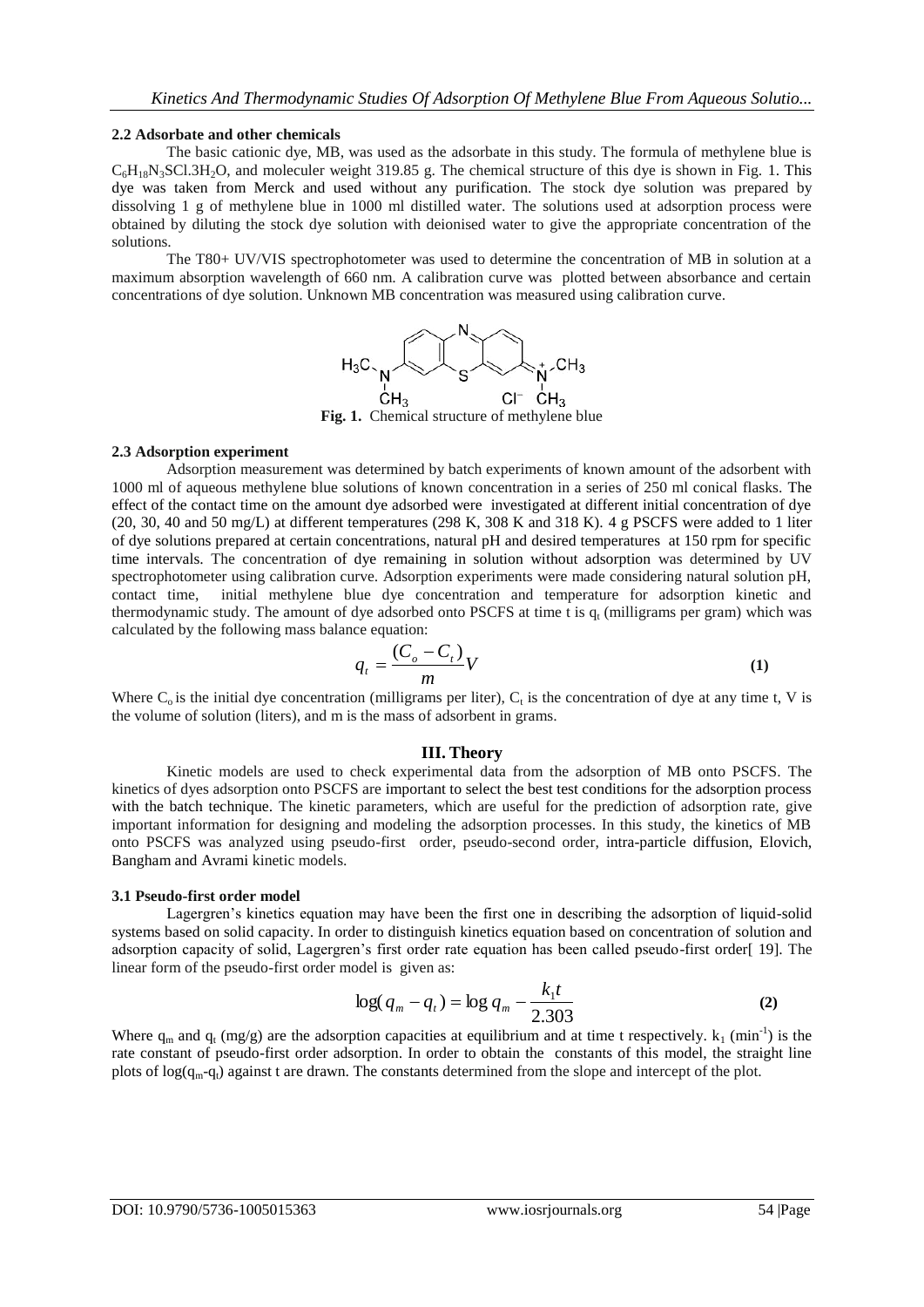### 2.2 Adsorbate and other chemicals

The basic cationic dye, MB, was used as the adsorbate in this study. The formula of methylene blue is $C_6H_{18}N_3SCl.3H_2O$, and moleculer weight 319.85 g. The chemical structure of this dye is shown in Fig. 1. This dye was taken from Merck and used without any purification. The stock dye solution was prepared by dissolving 1 g of methylene blue in 1000 ml distilled water. The solutions used at adsorption process were obtained by diluting the stock dye solution with deionised water to give the appropriate concentration of the solutions.

The T80+ UV/VIS spectrophotometer was used to determine the concentration of MB in solution at a maximum absorption wavelength of 660 nm. A calibration curve was plotted between absorbance and certain concentrations of dye solution. Unknown MB concentration was measured using calibration curve.

**Fig. 1.** Chemical structure of methylene blue

### 2.3 Adsorption experiment

Adsorption measurement was determined by batch experiments of known amount of the adsorbent with 1000 ml of aqueous methylene blue solutions of known concentration in a series of 250 ml conical flasks. The effect of the contact time on the amount dye adsorbed were investigated at different initial concentration of dye (20, 30, 40 and 50 mg/L) at different temperatures (298 K, 308 K and 318 K). 4 g PSCFS were added to 1 liter of dye solutions prepared at certain concentrations, natural pH and desired temperatures at 150 rpm for specific time intervals. The concentration of dye remaining in solution without adsorption was determined by UV spectrophotometer using calibration curve. Adsorption experiments were made considering natural solution pH, contact time, initial methylene blue dye concentration and temperature for adsorption kinetic and thermodynamic study. The amount of dye adsorbed onto PSCFS at time t is $q_t$ (milligrams per gram) which was calculated by the following mass balance equation:

$$q_t = \frac{(C_o - C_t)}{m}V \quad \textbf{(1)}$$

Where $C_o$ is the initial dye concentration (milligrams per liter), $C_t$ is the concentration of dye at any time t, V is the volume of solution (liters), and m is the mass of adsorbent in grams.

## III. Theory

Kinetic models are used to check experimental data from the adsorption of MB onto PSCFS. The kinetics of dyes adsorption onto PSCFS are important to select the best test conditions for the adsorption process with the batch technique. The kinetic parameters, which are useful for the prediction of adsorption rate, give important information for designing and modeling the adsorption processes. In this study, the kinetics of MB onto PSCFS was analyzed using pseudo-first order, pseudo-second order, intra-particle diffusion, Elovich, Bangham and Avrami kinetic models.

### 3.1 Pseudo-first order model

Lagergren's kinetics equation may have been the first one in describing the adsorption of liquid-solid systems based on solid capacity. In order to distinguish kinetics equation based on concentration of solution and adsorption capacity of solid, Lagergren's first order rate equation has been called pseudo-first order[ 19]. The linear form of the pseudo-first order model is given as:

$$\log(q_m - q_t) = \log q_m - \frac{k_1 t}{2.303} \quad \textbf{(2)}$$

Where $q_m$ and $q_t$ (mg/g) are the adsorption capacities at equilibrium and at time t respectively. $k_1$ ($min^{-1}$) is the rate constant of pseudo-first order adsorption. In order to obtain the constants of this model, the straight line plots of $\log(q_m$-$q_t)$ against t are drawn. The constants determined from the slope and intercept of the plot.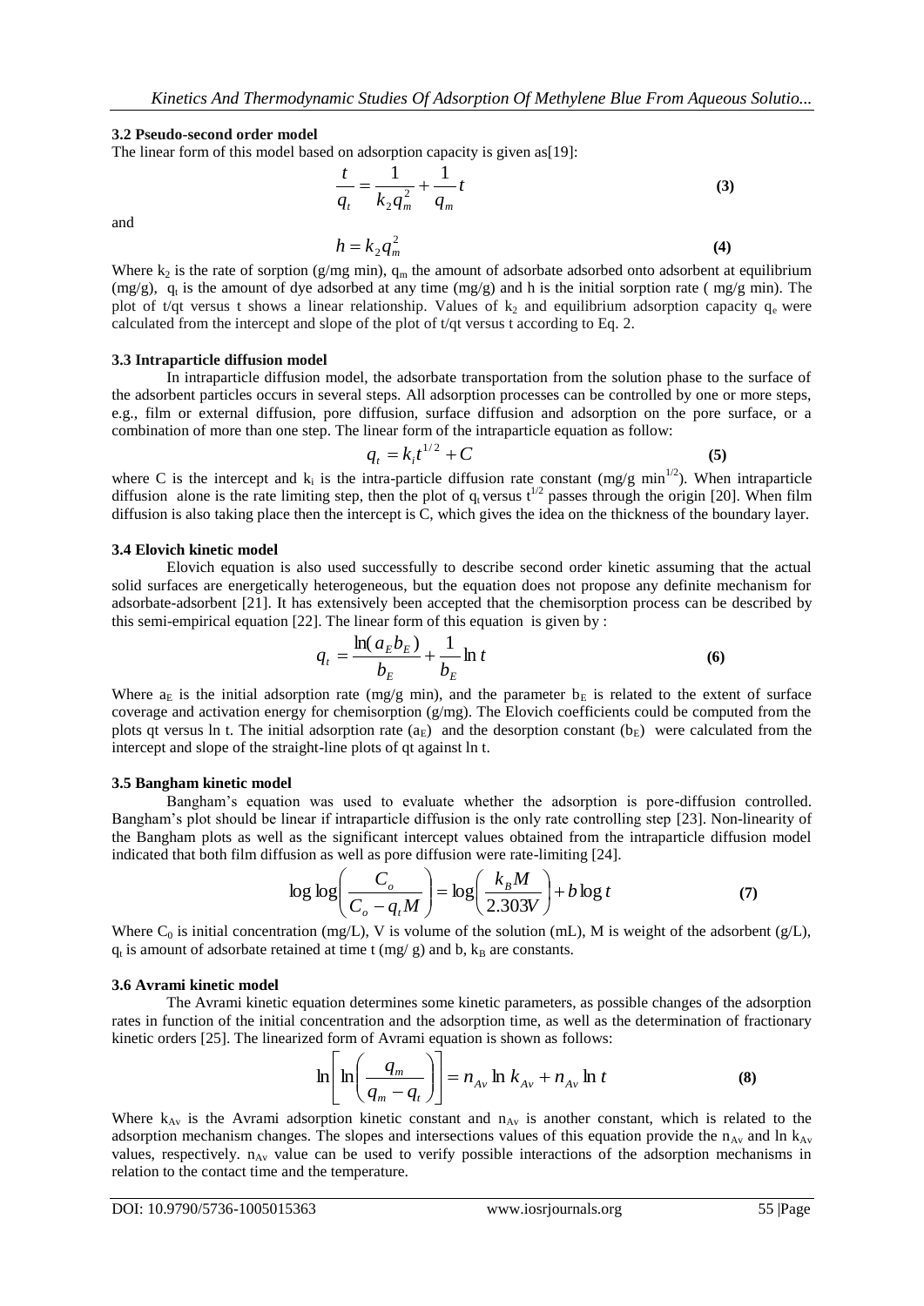### 3.2 Pseudo-second order model

The linear form of this model based on adsorption capacity is given as[19]:

$$\frac{t}{q_t} = \frac{1}{k_2 q_m^2} + \frac{1}{q_m} t \tag{3}$$

and

$$h = k_2 q_m^2 \tag{4}$$

Where $k_2$ is the rate of sorption (g/mg min), $q_m$ the amount of adsorbate adsorbed onto adsorbent at equilibrium (mg/g), $q_t$ is the amount of dye adsorbed at any time (mg/g) and h is the initial sorption rate ( mg/g min). The plot of t/qt versus t shows a linear relationship. Values of $k_2$ and equilibrium adsorption capacity $q_e$ were calculated from the intercept and slope of the plot of t/qt versus t according to Eq. 2.

### 3.3 Intraparticle diffusion model

In intraparticle diffusion model, the adsorbate transportation from the solution phase to the surface of the adsorbent particles occurs in several steps. All adsorption processes can be controlled by one or more steps, e.g., film or external diffusion, pore diffusion, surface diffusion and adsorption on the pore surface, or a combination of more than one step. The linear form of the intraparticle equation as follow:

$$q_t = k_i t^{1/2} + C \tag{5}$$

where C is the intercept and $k_i$ is the intra-particle diffusion rate constant (mg/g min$^{1/2}$). When intraparticle diffusion alone is the rate limiting step, then the plot of $q_t$ versus $t^{1/2}$ passes through the origin [20]. When film diffusion is also taking place then the intercept is C, which gives the idea on the thickness of the boundary layer.

### 3.4 Elovich kinetic model

Elovich equation is also used successfully to describe second order kinetic assuming that the actual solid surfaces are energetically heterogeneous, but the equation does not propose any definite mechanism for adsorbate-adsorbent [21]. It has extensively been accepted that the chemisorption process can be described by this semi-empirical equation [22]. The linear form of this equation is given by :

$$q_t = \frac{\ln(a_E b_E)}{b_E} + \frac{1}{b_E} \ln t \tag{6}$$

Where $a_E$ is the initial adsorption rate (mg/g min), and the parameter $b_E$ is related to the extent of surface coverage and activation energy for chemisorption (g/mg). The Elovich coefficients could be computed from the plots qt versus ln t. The initial adsorption rate ($a_E$) and the desorption constant ($b_E$) were calculated from the intercept and slope of the straight-line plots of qt against ln t.

### 3.5 Bangham kinetic model

Bangham's equation was used to evaluate whether the adsorption is pore-diffusion controlled. Bangham's plot should be linear if intraparticle diffusion is the only rate controlling step [23]. Non-linearity of the Bangham plots as well as the significant intercept values obtained from the intraparticle diffusion model indicated that both film diffusion as well as pore diffusion were rate-limiting [24].

$$\log \log\left(\frac{C_o}{C_o - q_t M}\right) = \log\left(\frac{k_B M}{2.303V}\right) + b \log t \tag{7}$$

Where $C_0$ is initial concentration (mg/L), V is volume of the solution (mL), M is weight of the adsorbent (g/L), $q_t$ is amount of adsorbate retained at time t (mg/ g) and b, $k_B$ are constants.

### 3.6 Avrami kinetic model

The Avrami kinetic equation determines some kinetic parameters, as possible changes of the adsorption rates in function of the initial concentration and the adsorption time, as well as the determination of fractionary kinetic orders [25]. The linearized form of Avrami equation is shown as follows:

$$\ln\left[\ln\left(\frac{q_m}{q_m - q_t}\right)\right] = n_{Av} \ln k_{Av} + n_{Av} \ln t \tag{8}$$

Where $k_{Av}$ is the Avrami adsorption kinetic constant and $n_{Av}$ is another constant, which is related to the adsorption mechanism changes. The slopes and intersections values of this equation provide the $n_{Av}$ and ln $k_{Av}$ values, respectively. $n_{Av}$ value can be used to verify possible interactions of the adsorption mechanisms in relation to the contact time and the temperature.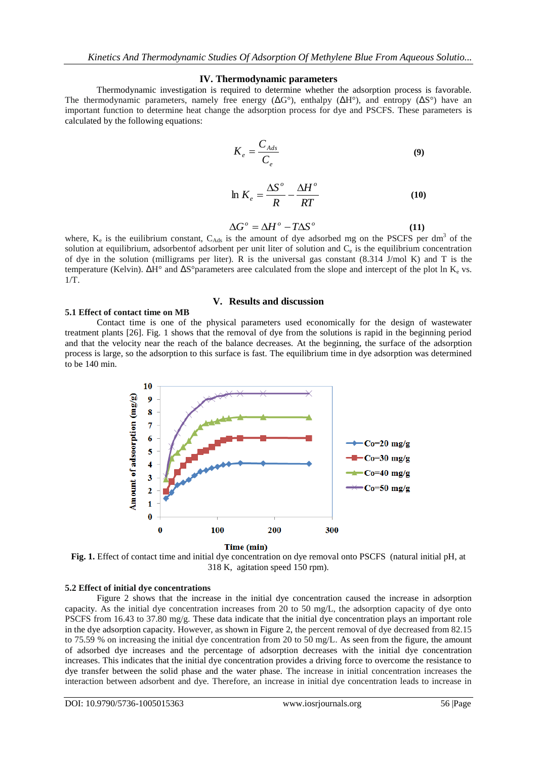## IV. Thermodynamic parameters

Thermodynamic investigation is required to determine whether the adsorption process is favorable. The thermodynamic parameters, namely free energy (ΔG°), enthalpy (ΔH°), and entropy (ΔS°) have an important function to determine heat change the adsorption process for dye and PSCFS. These parameters is calculated by the following equations:

$$K_e = \frac{C_{Ads}}{C_e} \quad \textbf{(9)}$$

$$\ln K_e = \frac{\Delta S^o}{R} - \frac{\Delta H^o}{RT} \quad \textbf{(10)}$$

$$\Delta G^o = \Delta H^o - T\Delta S^o \quad \textbf{(11)}$$

where, $K_e$ is the euilibrium constant, $C_{Ads}$ is the amount of dye adsorbed mg on the PSCFS per $dm^3$ of the solution at equilibrium, adsorbentof adsorbent per unit liter of solution and $C_e$ is the equilibrium concentration of dye in the solution (milligrams per liter). R is the universal gas constant (8.314 J/mol K) and T is the temperature (Kelvin). ΔH° and ΔS°parameters aree calculated from the slope and intercept of the plot ln $K_e$ vs. 1/T.

## V. Results and discussion

### 5.1 Effect of contact time on MB

Contact time is one of the physical parameters used economically for the design of wastewater treatment plants [26]. Fig. 1 shows that the removal of dye from the solutions is rapid in the beginning period and that the velocity near the reach of the balance decreases. At the beginning, the surface of the adsorption process is large, so the adsorption to this surface is fast. The equilibrium time in dye adsorption was determined to be 140 min.

**Fig. 1.** Effect of contact time and initial dye concentration on dye removal onto PSCFS (natural initial pH, at 318 K, agitation speed 150 rpm).

### 5.2 Effect of initial dye concentrations

Figure 2 shows that the increase in the initial dye concentration caused the increase in adsorption capacity. As the initial dye concentration increases from 20 to 50 mg/L, the adsorption capacity of dye onto PSCFS from 16.43 to 37.80 mg/g. These data indicate that the initial dye concentration plays an important role in the dye adsorption capacity. However, as shown in Figure 2, the percent removal of dye decreased from 82.15 to 75.59 % on increasing the initial dye concentration from 20 to 50 mg/L. As seen from the figure, the amount of adsorbed dye increases and the percentage of adsorption decreases with the initial dye concentration increases. This indicates that the initial dye concentration provides a driving force to overcome the resistance to dye transfer between the solid phase and the water phase. The increase in initial concentration increases the interaction between adsorbent and dye. Therefore, an increase in initial dye concentration leads to increase in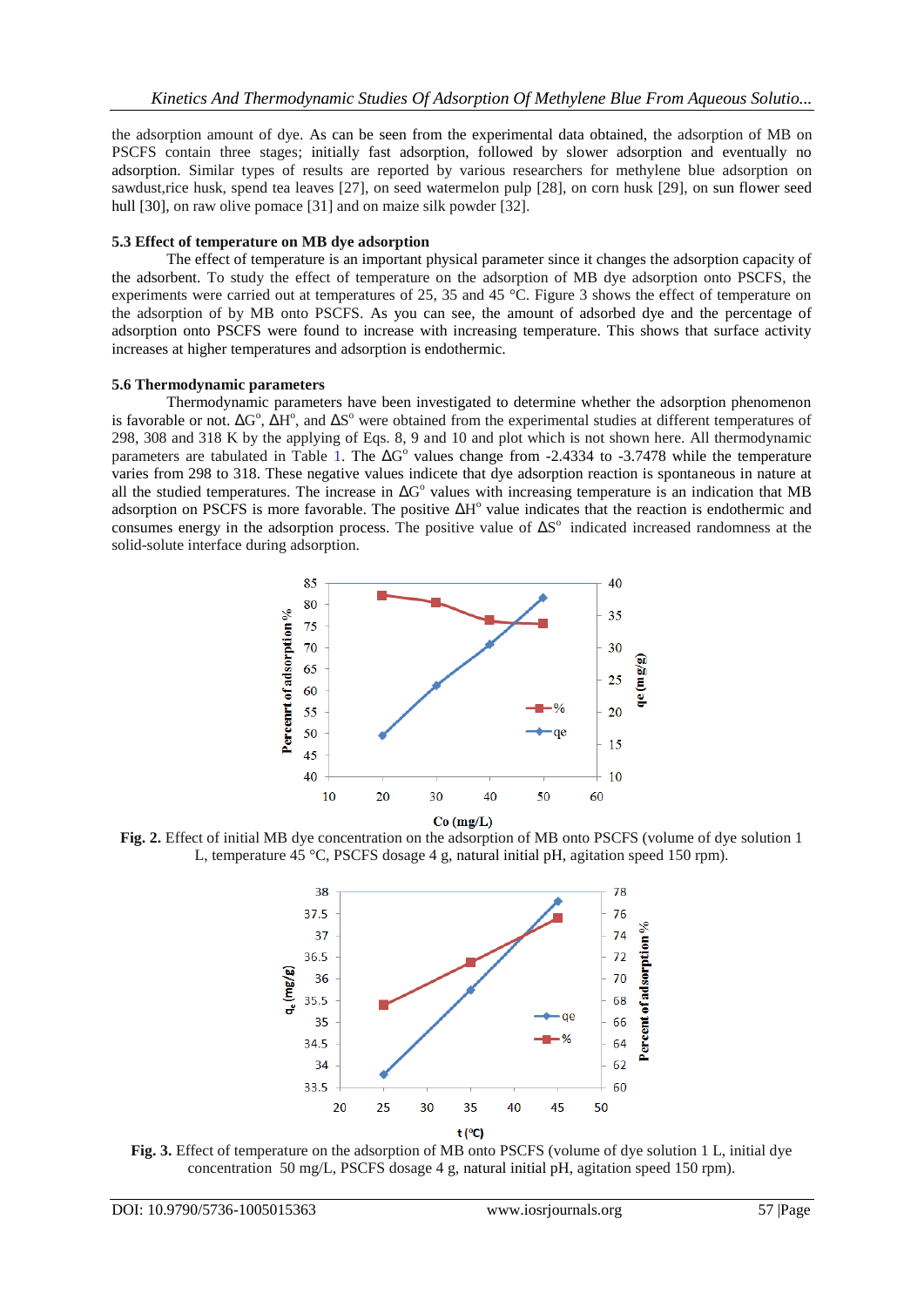the adsorption amount of dye. As can be seen from the experimental data obtained, the adsorption of MB on PSCFS contain three stages; initially fast adsorption, followed by slower adsorption and eventually no adsorption. Similar types of results are reported by various researchers for methylene blue adsorption on sawdust,rice husk, spend tea leaves [27], on seed watermelon pulp [28], on corn husk [29], on sun flower seed hull [30], on raw olive pomace [31] and on maize silk powder [32].

### 5.3 Effect of temperature on MB dye adsorption

The effect of temperature is an important physical parameter since it changes the adsorption capacity of the adsorbent. To study the effect of temperature on the adsorption of MB dye adsorption onto PSCFS, the experiments were carried out at temperatures of 25, 35 and 45 °C. Figure 3 shows the effect of temperature on the adsorption of by MB onto PSCFS. As you can see, the amount of adsorbed dye and the percentage of adsorption onto PSCFS were found to increase with increasing temperature. This shows that surface activity increases at higher temperatures and adsorption is endothermic.

### 5.6 Thermodynamic parameters

Thermodynamic parameters have been investigated to determine whether the adsorption phenomenon is favorable or not. $\Delta G^o$, $\Delta H^o$, and $\Delta S^o$ were obtained from the experimental studies at different temperatures of 298, 308 and 318 K by the applying of Eqs. 8, 9 and 10 and plot which is not shown here. All thermodynamic parameters are tabulated in Table 1. The $\Delta G^o$ values change from -2.4334 to -3.7478 while the temperature varies from 298 to 318. These negative values indicete that dye adsorption reaction is spontaneous in nature at all the studied temperatures. The increase in $\Delta G^o$ values with increasing temperature is an indication that MB adsorption on PSCFS is more favorable. The positive $\Delta H^o$ value indicates that the reaction is endothermic and consumes energy in the adsorption process. The positive value of $\Delta S^o$ indicated increased randomness at the solid-solute interface during adsorption.

**Fig. 2.** Effect of initial MB dye concentration on the adsorption of MB onto PSCFS (volume of dye solution 1 L, temperature 45 °C, PSCFS dosage 4 g, natural initial pH, agitation speed 150 rpm).

**Fig. 3.** Effect of temperature on the adsorption of MB onto PSCFS (volume of dye solution 1 L, initial dye concentration 50 mg/L, PSCFS dosage 4 g, natural initial pH, agitation speed 150 rpm).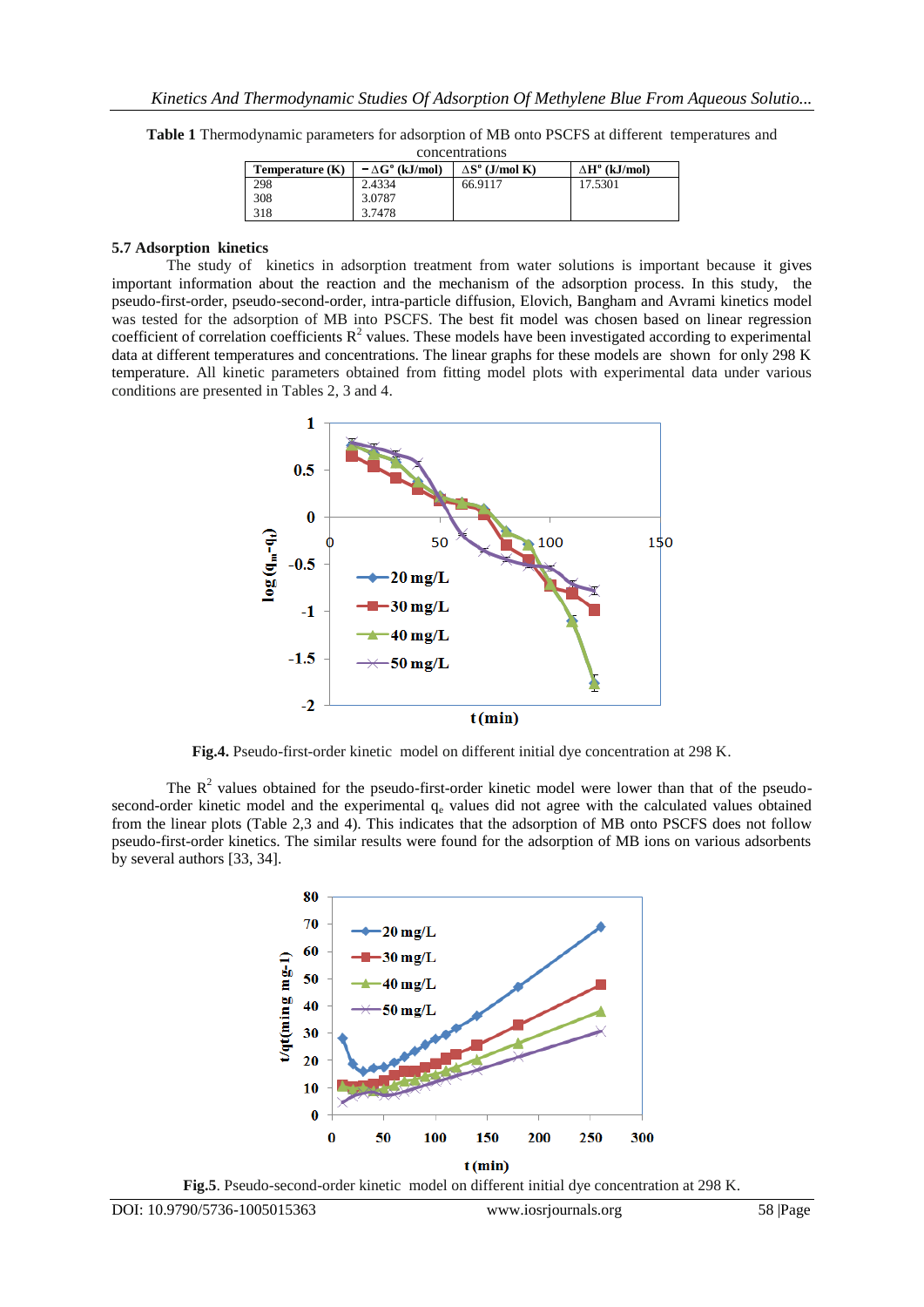**Table 1** Thermodynamic parameters for adsorption of MB onto PSCFS at different temperatures and concentrations

| Temperature (K) | $-\Delta G^o$ (kJ/mol) | $\Delta S^o$ (J/mol K) | $\Delta H^o$ (kJ/mol) |
|---|---|---|---|
| 298 | 2.4334 | 66.9117 | 17.5301 |
| 308 | 3.0787 | | |
| 318 | 3.7478 | | |

### 5.7 Adsorption kinetics

The study of kinetics in adsorption treatment from water solutions is important because it gives important information about the reaction and the mechanism of the adsorption process. In this study, the pseudo-first-order, pseudo-second-order, intra-particle diffusion, Elovich, Bangham and Avrami kinetics model was tested for the adsorption of MB into PSCFS. The best fit model was chosen based on linear regression coefficient of correlation coefficients $R^2$ values. These models have been investigated according to experimental data at different temperatures and concentrations. The linear graphs for these models are shown for only 298 K temperature. All kinetic parameters obtained from fitting model plots with experimental data under various conditions are presented in Tables 2, 3 and 4.

**Fig.4.** Pseudo-first-order kinetic model on different initial dye concentration at 298 K.

The $R^2$ values obtained for the pseudo-first-order kinetic model were lower than that of the pseudo-second-order kinetic model and the experimental $q_e$ values did not agree with the calculated values obtained from the linear plots (Table 2,3 and 4). This indicates that the adsorption of MB onto PSCFS does not follow pseudo-first-order kinetics. The similar results were found for the adsorption of MB ions on various adsorbents by several authors [33, 34].

**Fig.5**. Pseudo-second-order kinetic model on different initial dye concentration at 298 K.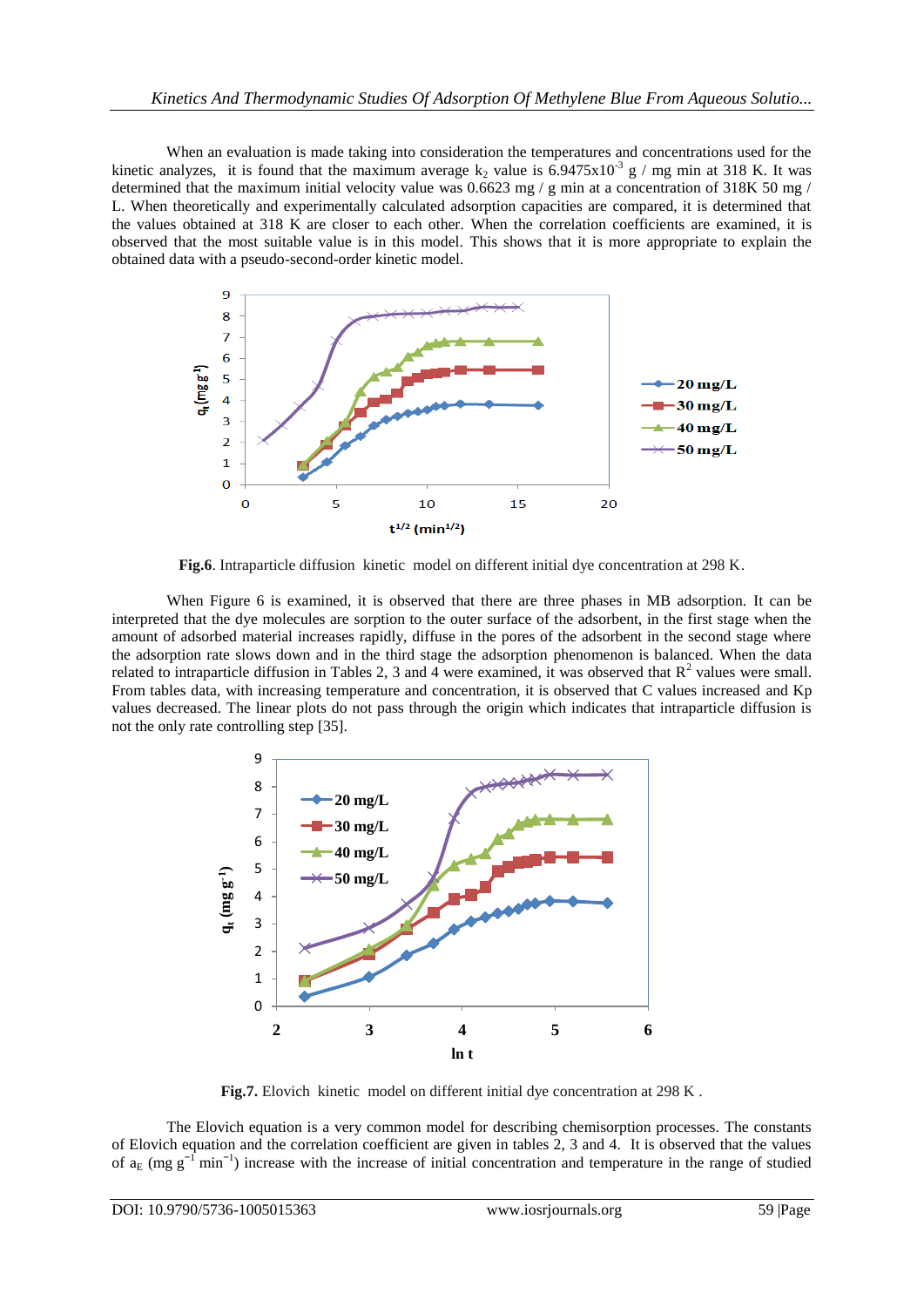When an evaluation is made taking into consideration the temperatures and concentrations used for the kinetic analyzes, it is found that the maximum average $k_2$ value is $6.9475 \times 10^{-3}$ g / mg min at 318 K. It was determined that the maximum initial velocity value was 0.6623 mg / g min at a concentration of 318K 50 mg / L. When theoretically and experimentally calculated adsorption capacities are compared, it is determined that the values obtained at 318 K are closer to each other. When the correlation coefficients are examined, it is observed that the most suitable value is in this model. This shows that it is more appropriate to explain the obtained data with a pseudo-second-order kinetic model.

**Fig.6**. Intraparticle diffusion kinetic model on different initial dye concentration at 298 K.

When Figure 6 is examined, it is observed that there are three phases in MB adsorption. It can be interpreted that the dye molecules are sorption to the outer surface of the adsorbent, in the first stage when the amount of adsorbed material increases rapidly, diffuse in the pores of the adsorbent in the second stage where the adsorption rate slows down and in the third stage the adsorption phenomenon is balanced. When the data related to intraparticle diffusion in Tables 2, 3 and 4 were examined, it was observed that $R^2$ values were small. From tables data, with increasing temperature and concentration, it is observed that C values increased and Kp values decreased. The linear plots do not pass through the origin which indicates that intraparticle diffusion is not the only rate controlling step [35].

**Fig.7.** Elovich kinetic model on different initial dye concentration at 298 K .

The Elovich equation is a very common model for describing chemisorption processes. The constants of Elovich equation and the correlation coefficient are given in tables 2, 3 and 4. It is observed that the values of $a_E$ (mg $g^{-1}$ $min^{-1}$) increase with the increase of initial concentration and temperature in the range of studied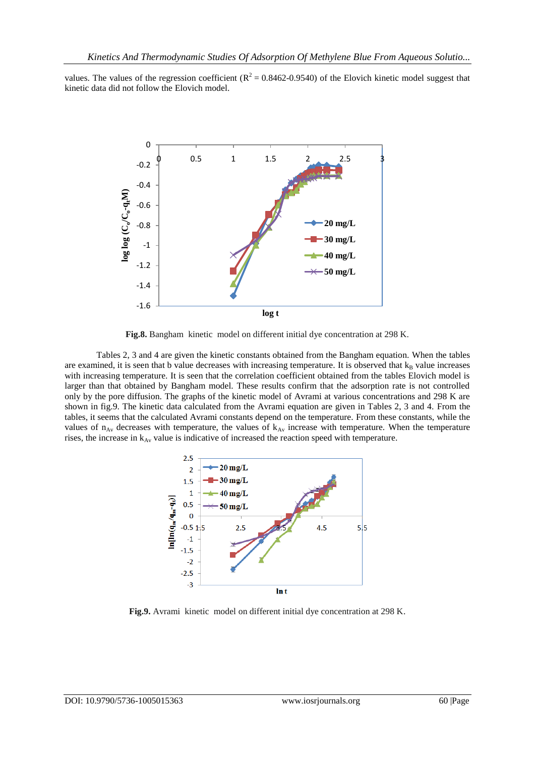values. The values of the regression coefficient ($R^2$ = 0.8462-0.9540) of the Elovich kinetic model suggest that kinetic data did not follow the Elovich model.

**Fig.8.** Bangham kinetic model on different initial dye concentration at 298 K.

Tables 2, 3 and 4 are given the kinetic constants obtained from the Bangham equation. When the tables are examined, it is seen that b value decreases with increasing temperature. It is observed that $k_B$ value increases with increasing temperature. It is seen that the correlation coefficient obtained from the tables Elovich model is larger than that obtained by Bangham model. These results confirm that the adsorption rate is not controlled only by the pore diffusion. The graphs of the kinetic model of Avrami at various concentrations and 298 K are shown in fig.9. The kinetic data calculated from the Avrami equation are given in Tables 2, 3 and 4. From the tables, it seems that the calculated Avrami constants depend on the temperature. From these constants, while the values of $n_{Av}$ decreases with temperature, the values of $k_{Av}$ increase with temperature. When the temperature rises, the increase in $k_{Av}$ value is indicative of increased the reaction speed with temperature.

**Fig.9.** Avrami kinetic model on different initial dye concentration at 298 K.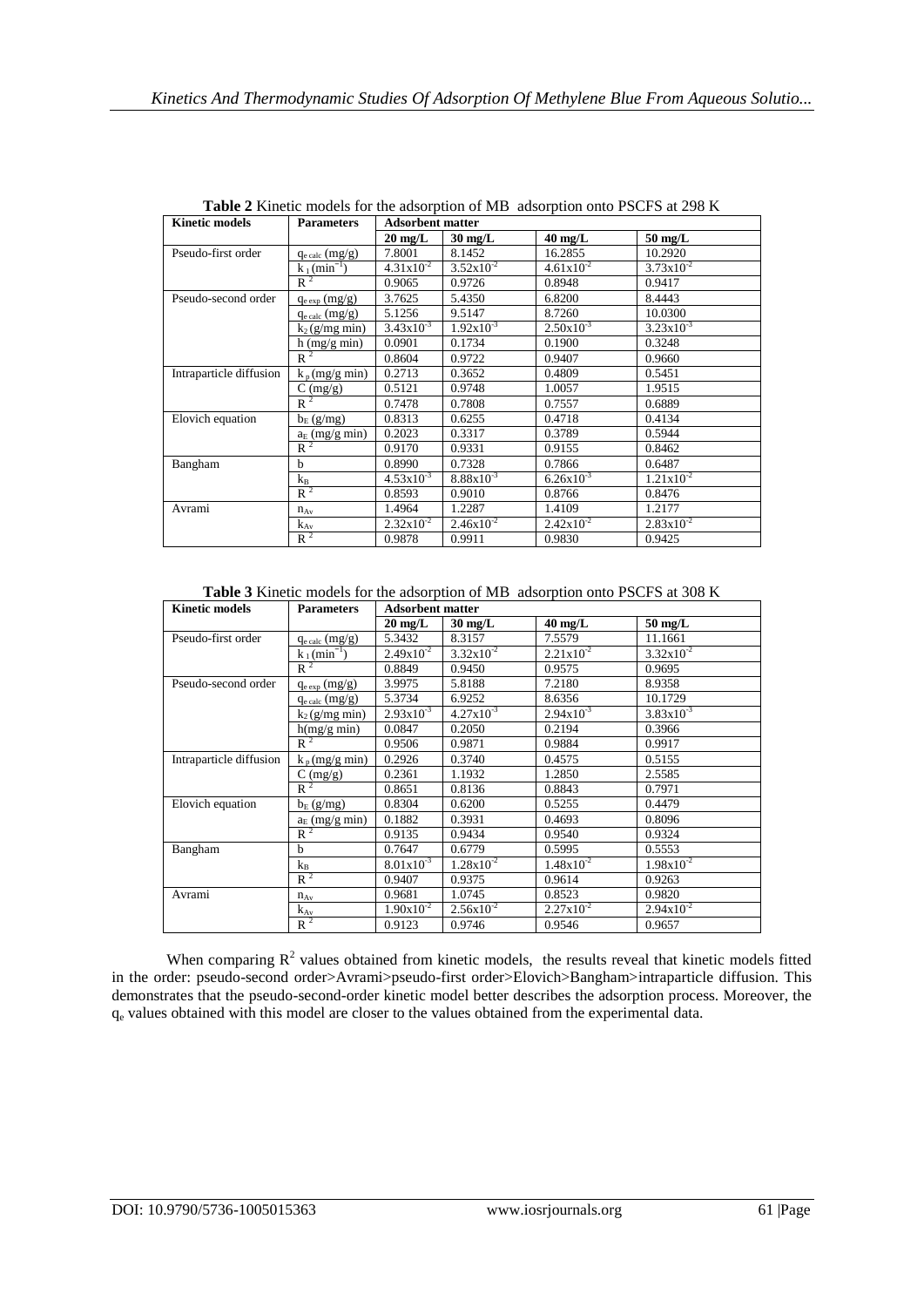**Table 2** Kinetic models for the adsorption of MB adsorption onto PSCFS at 298 K

| Kinetic models | Parameters | Adsorbent matter | | | |
|---|---|---|---|---|---|
| | | **20 mg/L** | **30 mg/L** | **40 mg/L** | **50 mg/L** |
| Pseudo-first order | $q_{e\,calc}$ (mg/g) | 7.8001 | 8.1452 | 16.2855 | 10.2920 |
| | $k_1$ (min$^{-1}$) | $4.31x10^{-2}$ | $3.52x10^{-2}$ | $4.61x10^{-2}$ | $3.73x10^{-2}$ |
| | $R^2$ | 0.9065 | 0.9726 | 0.8948 | 0.9417 |
| Pseudo-second order | $q_{e\,exp}$ (mg/g) | 3.7625 | 5.4350 | 6.8200 | 8.4443 |
| | $q_{e\,calc}$ (mg/g) | 5.1256 | 9.5147 | 8.7260 | 10.0300 |
| | $k_2$ (g/mg min) | $3.43x10^{-3}$ | $1.92x10^{-3}$ | $2.50x10^{-3}$ | $3.23x10^{-3}$ |
| | h (mg/g min) | 0.0901 | 0.1734 | 0.1900 | 0.3248 |
| | $R^2$ | 0.8604 | 0.9722 | 0.9407 | 0.9660 |
| Intraparticle diffusion | $k_p$ (mg/g min) | 0.2713 | 0.3652 | 0.4809 | 0.5451 |
| | C (mg/g) | 0.5121 | 0.9748 | 1.0057 | 1.9515 |
| | $R^2$ | 0.7478 | 0.7808 | 0.7557 | 0.6889 |
| Elovich equation | $b_E$ (g/mg) | 0.8313 | 0.6255 | 0.4718 | 0.4134 |
| | $a_E$ (mg/g min) | 0.2023 | 0.3317 | 0.3789 | 0.5944 |
| | $R^2$ | 0.9170 | 0.9331 | 0.9155 | 0.8462 |
| Bangham | b | 0.8990 | 0.7328 | 0.7866 | 0.6487 |
| | $k_B$ | $4.53x10^{-3}$ | $8.88x10^{-3}$ | $6.26x10^{-3}$ | $1.21x10^{-2}$ |
| | $R^2$ | 0.8593 | 0.9010 | 0.8766 | 0.8476 |
| Avrami | $n_{Av}$ | 1.4964 | 1.2287 | 1.4109 | 1.2177 |
| | $k_{Av}$ | $2.32x10^{-2}$ | $2.46x10^{-2}$ | $2.42x10^{-2}$ | $2.83x10^{-2}$ |
| | $R^2$ | 0.9878 | 0.9911 | 0.9830 | 0.9425 |

**Table 3** Kinetic models for the adsorption of MB adsorption onto PSCFS at 308 K

| Kinetic models | Parameters | Adsorbent matter | | | |
|---|---|---|---|---|---|
| | | **20 mg/L** | **30 mg/L** | **40 mg/L** | **50 mg/L** |
| Pseudo-first order | $q_{e\,calc}$ (mg/g) | 5.3432 | 8.3157 | 7.5579 | 11.1661 |
| | $k_1$ (min$^{-1}$) | $2.49x10^{-2}$ | $3.32x10^{-2}$ | $2.21x10^{-2}$ | $3.32x10^{-2}$ |
| | $R^2$ | 0.8849 | 0.9450 | 0.9575 | 0.9695 |
| Pseudo-second order | $q_{e\,exp}$ (mg/g) | 3.9975 | 5.8188 | 7.2180 | 8.9358 |
| | $q_{e\,calc}$ (mg/g) | 5.3734 | 6.9252 | 8.6356 | 10.1729 |
| | $k_2$ (g/mg min) | $2.93x10^{-3}$ | $4.27x10^{-3}$ | $2.94x10^{-3}$ | $3.83x10^{-3}$ |
| | h(mg/g min) | 0.0847 | 0.2050 | 0.2194 | 0.3966 |
| | $R^2$ | 0.9506 | 0.9871 | 0.9884 | 0.9917 |
| Intraparticle diffusion | $k_p$ (mg/g min) | 0.2926 | 0.3740 | 0.4575 | 0.5155 |
| | C (mg/g) | 0.2361 | 1.1932 | 1.2850 | 2.5585 |
| | $R^2$ | 0.8651 | 0.8136 | 0.8843 | 0.7971 |
| Elovich equation | $b_E$ (g/mg) | 0.8304 | 0.6200 | 0.5255 | 0.4479 |
| | $a_E$ (mg/g min) | 0.1882 | 0.3931 | 0.4693 | 0.8096 |
| | $R^2$ | 0.9135 | 0.9434 | 0.9540 | 0.9324 |
| Bangham | b | 0.7647 | 0.6779 | 0.5995 | 0.5553 |
| | $k_B$ | $8.01x10^{-3}$ | $1.28x10^{-2}$ | $1.48x10^{-2}$ | $1.98x10^{-2}$ |
| | $R^2$ | 0.9407 | 0.9375 | 0.9614 | 0.9263 |
| Avrami | $n_{Av}$ | 0.9681 | 1.0745 | 0.8523 | 0.9820 |
| | $k_{Av}$ | $1.90x10^{-2}$ | $2.56x10^{-2}$ | $2.27x10^{-2}$ | $2.94x10^{-2}$ |
| | $R^2$ | 0.9123 | 0.9746 | 0.9546 | 0.9657 |

When comparing $R^2$ values obtained from kinetic models, the results reveal that kinetic models fitted in the order: pseudo-second order>Avrami>pseudo-first order>Elovich>Bangham>intraparticle diffusion. This demonstrates that the pseudo-second-order kinetic model better describes the adsorption process. Moreover, the $q_e$ values obtained with this model are closer to the values obtained from the experimental data.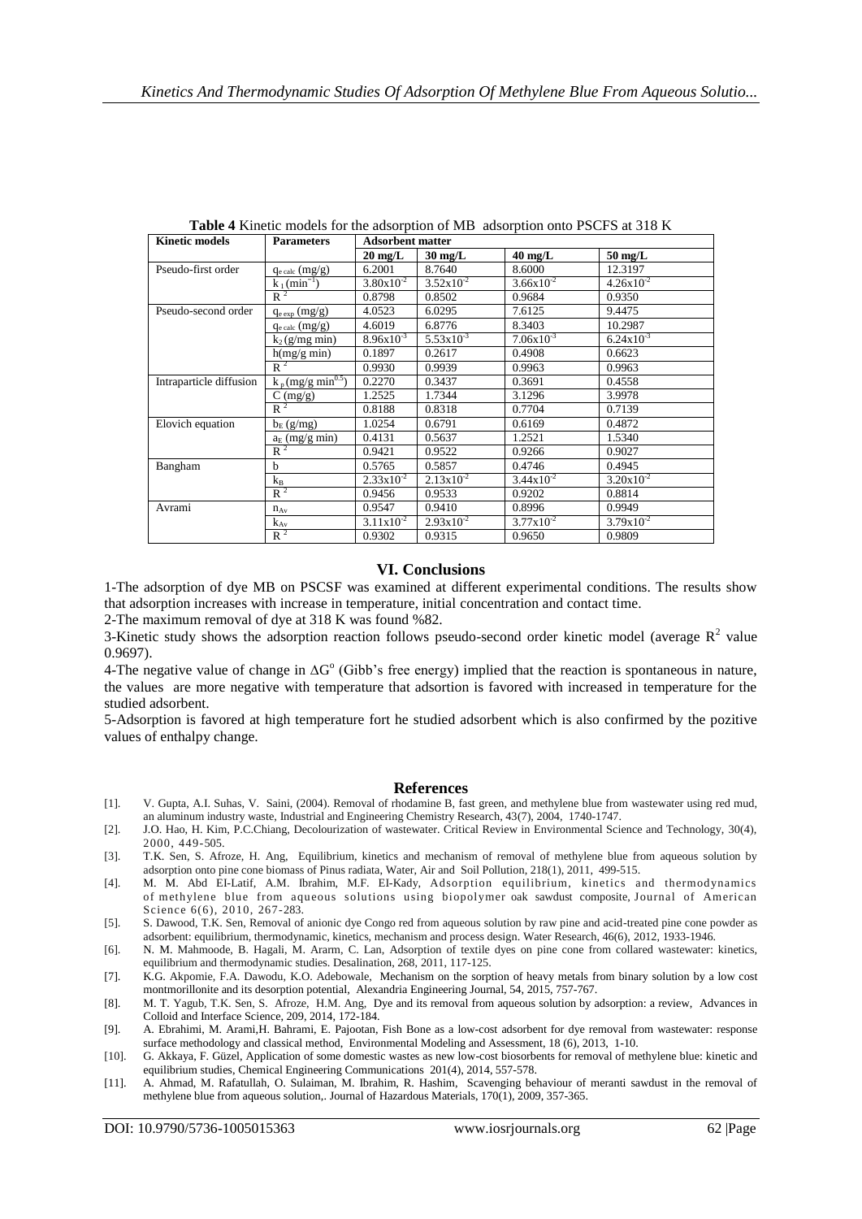**Table 4** Kinetic models for the adsorption of MB adsorption onto PSCFS at 318 K

| Kinetic models | Parameters | Adsorbent matter | | | |
|---|---|---|---|---|---|
| | | 20 mg/L | 30 mg/L | 40 mg/L | 50 mg/L |
| Pseudo-first order | $q_{e\,calc}$ (mg/g) | 6.2001 | 8.7640 | 8.6000 | 12.3197 |
| | $k_1$ (min$^{-1}$) | $3.80x10^{-2}$ | $3.52x10^{-2}$ | $3.66x10^{-2}$ | $4.26x10^{-2}$ |
| | $R^2$ | 0.8798 | 0.8502 | 0.9684 | 0.9350 |
| Pseudo-second order | $q_{e\,exp}$ (mg/g) | 4.0523 | 6.0295 | 7.6125 | 9.4475 |
| | $q_{e\,calc}$ (mg/g) | 4.6019 | 6.8776 | 8.3403 | 10.2987 |
| | $k_2$ (g/mg min) | $8.96x10^{-3}$ | $5.53x10^{-3}$ | $7.06x10^{-3}$ | $6.24x10^{-3}$ |
| | h(mg/g min) | 0.1897 | 0.2617 | 0.4908 | 0.6623 |
| | $R^2$ | 0.9930 | 0.9939 | 0.9963 | 0.9963 |
| Intraparticle diffusion | $k_p$ (mg/g min$^{0.5}$) | 0.2270 | 0.3437 | 0.3691 | 0.4558 |
| | C (mg/g) | 1.2525 | 1.7344 | 3.1296 | 3.9978 |
| | $R^2$ | 0.8188 | 0.8318 | 0.7704 | 0.7139 |
| Elovich equation | $b_E$ (g/mg) | 1.0254 | 0.6791 | 0.6169 | 0.4872 |
| | $a_E$ (mg/g min) | 0.4131 | 0.5637 | 1.2521 | 1.5340 |
| | $R^2$ | 0.9421 | 0.9522 | 0.9266 | 0.9027 |
| Bangham | b | 0.5765 | 0.5857 | 0.4746 | 0.4945 |
| | $k_B$ | $2.33x10^{-2}$ | $2.13x10^{-2}$ | $3.44x10^{-2}$ | $3.20x10^{-2}$ |
| | $R^2$ | 0.9456 | 0.9533 | 0.9202 | 0.8814 |
| Avrami | $n_{Av}$ | 0.9547 | 0.9410 | 0.8996 | 0.9949 |
| | $k_{Av}$ | $3.11x10^{-2}$ | $2.93x10^{-2}$ | $3.77x10^{-2}$ | $3.79x10^{-2}$ |
| | $R^2$ | 0.9302 | 0.9315 | 0.9650 | 0.9809 |

## VI. Conclusions

1-The adsorption of dye MB on PSCSF was examined at different experimental conditions. The results show that adsorption increases with increase in temperature, initial concentration and contact time.

2-The maximum removal of dye at 318 K was found %82.

3-Kinetic study shows the adsorption reaction follows pseudo-second order kinetic model (average $R^2$ value 0.9697).

4-The negative value of change in $\Delta G^o$ (Gibb's free energy) implied that the reaction is spontaneous in nature, the values are more negative with temperature that adsortion is favored with increased in temperature for the studied adsorbent.

5-Adsorption is favored at high temperature fort he studied adsorbent which is also confirmed by the pozitive values of enthalpy change.

## References

[1]. V. Gupta, A.I. Suhas, V. Saini, (2004). Removal of rhodamine B, fast green, and methylene blue from wastewater using red mud, an aluminum industry waste, Industrial and Engineering Chemistry Research, 43(7), 2004, 1740-1747.

[2]. J.O. Hao, H. Kim, P.C.Chiang, Decolourization of wastewater. Critical Review in Environmental Science and Technology, 30(4), 2000, 449-505.

[3]. T.K. Sen, S. Afroze, H. Ang, Equilibrium, kinetics and mechanism of removal of methylene blue from aqueous solution by adsorption onto pine cone biomass of Pinus radiata, Water, Air and Soil Pollution, 218(1), 2011, 499-515.

[4]. M. M. Abd El-Latif, A.M. Ibrahim, M.F. El-Kady, Adsorption equilibrium, kinetics and thermodynamics of methylene blue from aqueous solutions using biopolymer oak sawdust composite, Journal of American Science 6(6), 2010, 267-283.

[5]. S. Dawood, T.K. Sen, Removal of anionic dye Congo red from aqueous solution by raw pine and acid-treated pine cone powder as adsorbent: equilibrium, thermodynamic, kinetics, mechanism and process design. Water Research, 46(6), 2012, 1933-1946.

[6]. N. M. Mahmoode, B. Hagali, M. Ararm, C. Lan, Adsorption of textile dyes on pine cone from collared wastewater: kinetics, equilibrium and thermodynamic studies. Desalination, 268, 2011, 117-125.

[7]. K.G. Akpomie, F.A. Dawodu, K.O. Adebowale, Mechanism on the sorption of heavy metals from binary solution by a low cost montmorillonite and its desorption potential, Alexandria Engineering Journal, 54, 2015, 757-767.

[8]. M. T. Yagub, T.K. Sen, S. Afroze, H.M. Ang, Dye and its removal from aqueous solution by adsorption: a review, Advances in Colloid and Interface Science, 209, 2014, 172-184.

[9]. A. Ebrahimi, M. Arami,H. Bahrami, E. Pajootan, Fish Bone as a low-cost adsorbent for dye removal from wastewater: response surface methodology and classical method, Environmental Modeling and Assessment, 18 (6), 2013, 1-10.

[10]. G. Akkaya, F. Güzel, Application of some domestic wastes as new low-cost biosorbents for removal of methylene blue: kinetic and equilibrium studies, Chemical Engineering Communications 201(4), 2014, 557-578.

[11]. A. Ahmad, M. Rafatullah, O. Sulaiman, M. Ibrahim, R. Hashim, Scavenging behaviour of meranti sawdust in the removal of methylene blue from aqueous solution,. Journal of Hazardous Materials, 170(1), 2009, 357-365.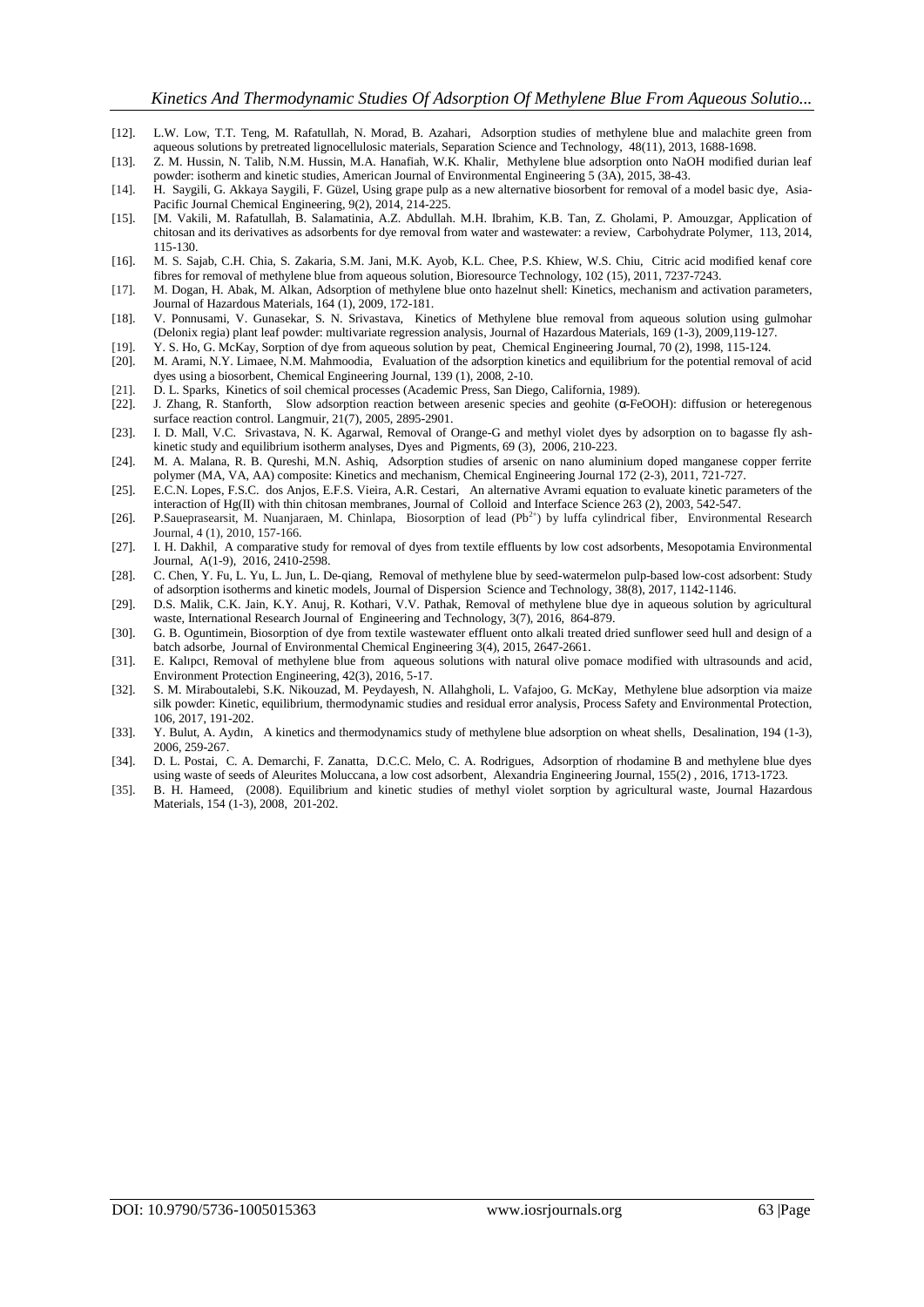[12]. L.W. Low, T.T. Teng, M. Rafatullah, N. Morad, B. Azahari, Adsorption studies of methylene blue and malachite green from aqueous solutions by pretreated lignocellulosic materials, Separation Science and Technology, 48(11), 2013, 1688-1698.

[13]. Z. M. Hussin, N. Talib, N.M. Hussin, M.A. Hanafiah, W.K. Khalir, Methylene blue adsorption onto NaOH modified durian leaf powder: isotherm and kinetic studies, American Journal of Environmental Engineering 5 (3A), 2015, 38-43.

[14]. H. Saygili, G. Akkaya Saygili, F. Güzel, Using grape pulp as a new alternative biosorbent for removal of a model basic dye, Asia-Pacific Journal Chemical Engineering, 9(2), 2014, 214-225.

[15]. [M. Vakili, M. Rafatullah, B. Salamatinia, A.Z. Abdullah. M.H. Ibrahim, K.B. Tan, Z. Gholami, P. Amouzgar, Application of chitosan and its derivatives as adsorbents for dye removal from water and wastewater: a review, Carbohydrate Polymer, 113, 2014, 115-130.

[16]. M. S. Sajab, C.H. Chia, S. Zakaria, S.M. Jani, M.K. Ayob, K.L. Chee, P.S. Khiew, W.S. Chiu, Citric acid modified kenaf core fibres for removal of methylene blue from aqueous solution, Bioresource Technology, 102 (15), 2011, 7237-7243.

[17]. M. Dogan, H. Abak, M. Alkan, Adsorption of methylene blue onto hazelnut shell: Kinetics, mechanism and activation parameters, Journal of Hazardous Materials, 164 (1), 2009, 172-181.

[18]. V. Ponnusami, V. Gunasekar, S. N. Srivastava, Kinetics of Methylene blue removal from aqueous solution using gulmohar (Delonix regia) plant leaf powder: multivariate regression analysis, Journal of Hazardous Materials, 169 (1-3), 2009,119-127.

[19]. Y. S. Ho, G. McKay, Sorption of dye from aqueous solution by peat, Chemical Engineering Journal, 70 (2), 1998, 115-124.

[20]. M. Arami, N.Y. Limaee, N.M. Mahmoodia, Evaluation of the adsorption kinetics and equilibrium for the potential removal of acid dyes using a biosorbent, Chemical Engineering Journal, 139 (1), 2008, 2-10.

[21]. D. L. Sparks, Kinetics of soil chemical processes (Academic Press, San Diego, California, 1989).

[22]. J. Zhang, R. Stanforth, Slow adsorption reaction between aresenic species and geohite (α-FeOOH): diffusion or heteregenous surface reaction control. Langmuir, 21(7), 2005, 2895-2901.

[23]. I. D. Mall, V.C. Srivastava, N. K. Agarwal, Removal of Orange-G and methyl violet dyes by adsorption on to bagasse fly ash-kinetic study and equilibrium isotherm analyses, Dyes and Pigments, 69 (3), 2006, 210-223.

[24]. M. A. Malana, R. B. Qureshi, M.N. Ashiq, Adsorption studies of arsenic on nano aluminium doped manganese copper ferrite polymer (MA, VA, AA) composite: Kinetics and mechanism, Chemical Engineering Journal 172 (2-3), 2011, 721-727.

[25]. E.C.N. Lopes, F.S.C. dos Anjos, E.F.S. Vieira, A.R. Cestari, An alternative Avrami equation to evaluate kinetic parameters of the interaction of Hg(II) with thin chitosan membranes, Journal of Colloid and Interface Science 263 (2), 2003, 542-547.

[26]. P.Saueprasearsit, M. Nuanjaraen, M. Chinlapa, Biosorption of lead ($Pb^{2+}$) by luffa cylindrical fiber, Environmental Research Journal, 4 (1), 2010, 157-166.

[27]. I. H. Dakhil, A comparative study for removal of dyes from textile effluents by low cost adsorbents, Mesopotamia Environmental Journal, A(1-9), 2016, 2410-2598.

[28]. C. Chen, Y. Fu, L. Yu, L. Jun, L. De-qiang, Removal of methylene blue by seed-watermelon pulp-based low-cost adsorbent: Study of adsorption isotherms and kinetic models, Journal of Dispersion Science and Technology, 38(8), 2017, 1142-1146.

[29]. D.S. Malik, C.K. Jain, K.Y. Anuj, R. Kothari, V.V. Pathak, Removal of methylene blue dye in aqueous solution by agricultural waste, International Research Journal of Engineering and Technology, 3(7), 2016, 864-879.

[30]. G. B. Oguntimein, Biosorption of dye from textile wastewater effluent onto alkali treated dried sunflower seed hull and design of a batch adsorbe, Journal of Environmental Chemical Engineering 3(4), 2015, 2647-2661.

[31]. E. Kalıpcı, Removal of methylene blue from aqueous solutions with natural olive pomace modified with ultrasounds and acid, Environment Protection Engineering, 42(3), 2016, 5-17.

[32]. S. M. Miraboutalebi, S.K. Nikouzad, M. Peydayesh, N. Allahgholi, L. Vafajoo, G. McKay, Methylene blue adsorption via maize silk powder: Kinetic, equilibrium, thermodynamic studies and residual error analysis, Process Safety and Environmental Protection, 106, 2017, 191-202.

[33]. Y. Bulut, A. Aydın, A kinetics and thermodynamics study of methylene blue adsorption on wheat shells, Desalination, 194 (1-3), 2006, 259-267.

[34]. D. L. Postai, C. A. Demarchi, F. Zanatta, D.C.C. Melo, C. A. Rodrigues, Adsorption of rhodamine B and methylene blue dyes using waste of seeds of Aleurites Moluccana, a low cost adsorbent, Alexandria Engineering Journal, 155(2) , 2016, 1713-1723.

[35]. B. H. Hameed, (2008). Equilibrium and kinetic studies of methyl violet sorption by agricultural waste, Journal Hazardous Materials, 154 (1-3), 2008, 201-202.